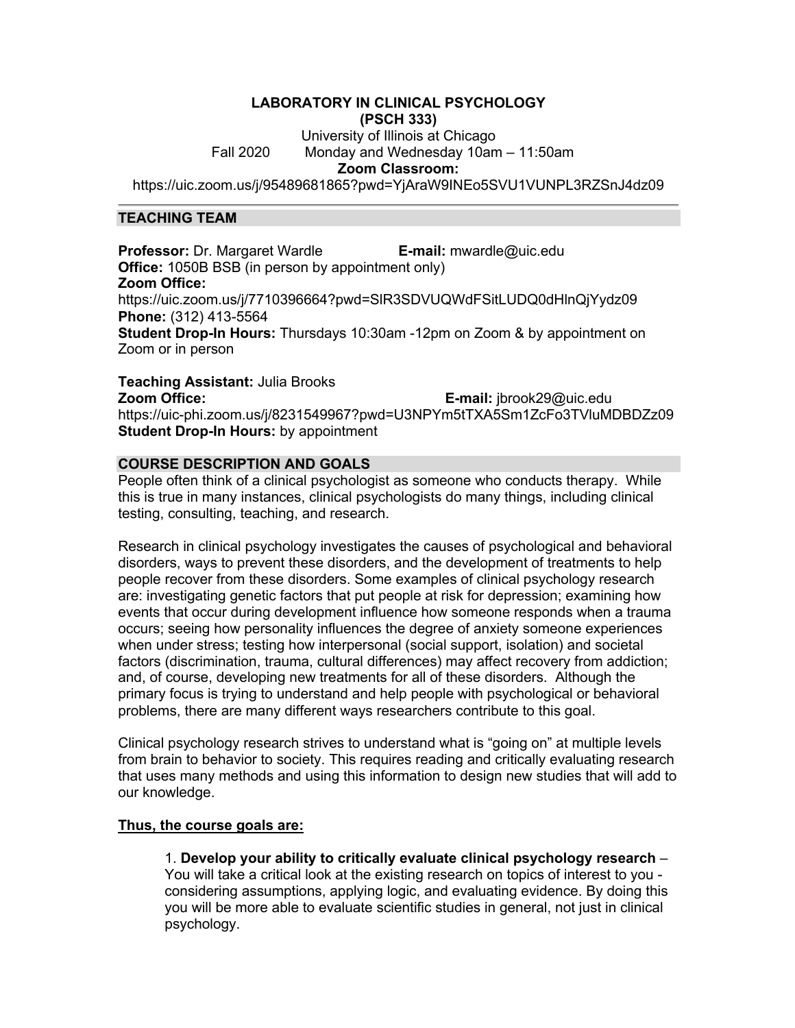# LABORATORY IN CLINICAL PSYCHOLOGY
## (PSCH 333)

University of Illinois at Chicago

Fall 2020 Monday and Wednesday 10am – 11:50am

**Zoom Classroom:**

https://uic.zoom.us/j/95489681865?pwd=YjAraW9INEo5SVU1VUNPL3RZSnJ4dz09

---

## TEACHING TEAM

**Professor:** Dr. Margaret Wardle **E-mail:** mwardle@uic.edu
**Office:** 1050B BSB (in person by appointment only)
**Zoom Office:**
https://uic.zoom.us/j/7710396664?pwd=SlR3SDVUQWdFSitLUDQ0dHlnQjYydz09
**Phone:** (312) 413-5564
**Student Drop-In Hours:** Thursdays 10:30am -12pm on Zoom & by appointment on Zoom or in person

**Teaching Assistant:** Julia Brooks
**Zoom Office:** **E-mail:** jbrook29@uic.edu
https://uic-phi.zoom.us/j/8231549967?pwd=U3NPYm5tTXA5Sm1ZcFo3TVluMDBDZz09
**Student Drop-In Hours:** by appointment

## COURSE DESCRIPTION AND GOALS

People often think of a clinical psychologist as someone who conducts therapy. While this is true in many instances, clinical psychologists do many things, including clinical testing, consulting, teaching, and research.

Research in clinical psychology investigates the causes of psychological and behavioral disorders, ways to prevent these disorders, and the development of treatments to help people recover from these disorders. Some examples of clinical psychology research are: investigating genetic factors that put people at risk for depression; examining how events that occur during development influence how someone responds when a trauma occurs; seeing how personality influences the degree of anxiety someone experiences when under stress; testing how interpersonal (social support, isolation) and societal factors (discrimination, trauma, cultural differences) may affect recovery from addiction; and, of course, developing new treatments for all of these disorders. Although the primary focus is trying to understand and help people with psychological or behavioral problems, there are many different ways researchers contribute to this goal.

Clinical psychology research strives to understand what is "going on" at multiple levels from brain to behavior to society. This requires reading and critically evaluating research that uses many methods and using this information to design new studies that will add to our knowledge.

**Thus, the course goals are:**

1. **Develop your ability to critically evaluate clinical psychology research** – You will take a critical look at the existing research on topics of interest to you - considering assumptions, applying logic, and evaluating evidence. By doing this you will be more able to evaluate scientific studies in general, not just in clinical psychology.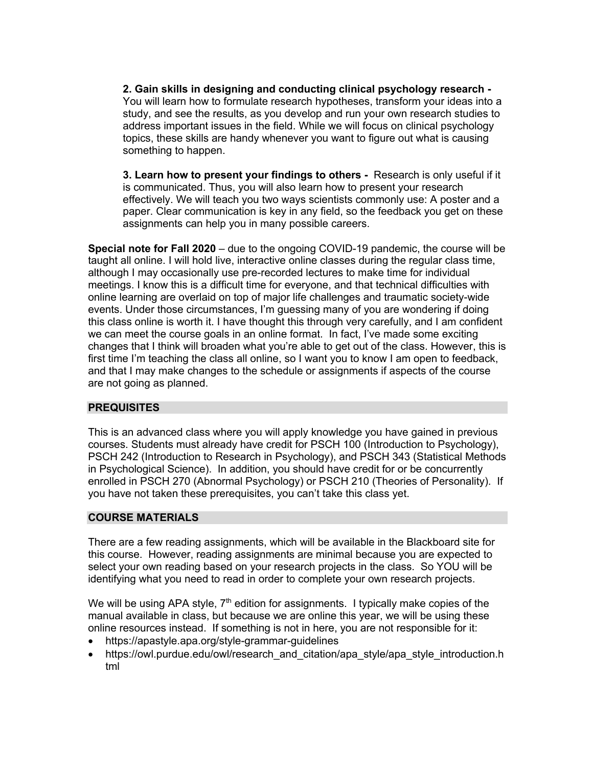**2. Gain skills in designing and conducting clinical psychology research -** You will learn how to formulate research hypotheses, transform your ideas into a study, and see the results, as you develop and run your own research studies to address important issues in the field. While we will focus on clinical psychology topics, these skills are handy whenever you want to figure out what is causing something to happen.

**3. Learn how to present your findings to others -** Research is only useful if it is communicated. Thus, you will also learn how to present your research effectively. We will teach you two ways scientists commonly use: A poster and a paper. Clear communication is key in any field, so the feedback you get on these assignments can help you in many possible careers.

**Special note for Fall 2020** – due to the ongoing COVID-19 pandemic, the course will be taught all online. I will hold live, interactive online classes during the regular class time, although I may occasionally use pre-recorded lectures to make time for individual meetings. I know this is a difficult time for everyone, and that technical difficulties with online learning are overlaid on top of major life challenges and traumatic society-wide events. Under those circumstances, I'm guessing many of you are wondering if doing this class online is worth it. I have thought this through very carefully, and I am confident we can meet the course goals in an online format. In fact, I've made some exciting changes that I think will broaden what you're able to get out of the class. However, this is first time I'm teaching the class all online, so I want you to know I am open to feedback, and that I may make changes to the schedule or assignments if aspects of the course are not going as planned.

## PREQUISITES

This is an advanced class where you will apply knowledge you have gained in previous courses. Students must already have credit for PSCH 100 (Introduction to Psychology), PSCH 242 (Introduction to Research in Psychology), and PSCH 343 (Statistical Methods in Psychological Science). In addition, you should have credit for or be concurrently enrolled in PSCH 270 (Abnormal Psychology) or PSCH 210 (Theories of Personality). If you have not taken these prerequisites, you can't take this class yet.

## COURSE MATERIALS

There are a few reading assignments, which will be available in the Blackboard site for this course. However, reading assignments are minimal because you are expected to select your own reading based on your research projects in the class. So YOU will be identifying what you need to read in order to complete your own research projects.

We will be using APA style, 7th edition for assignments. I typically make copies of the manual available in class, but because we are online this year, we will be using these online resources instead. If something is not in here, you are not responsible for it:

- https://apastyle.apa.org/style-grammar-guidelines
- https://owl.purdue.edu/owl/research_and_citation/apa_style/apa_style_introduction.html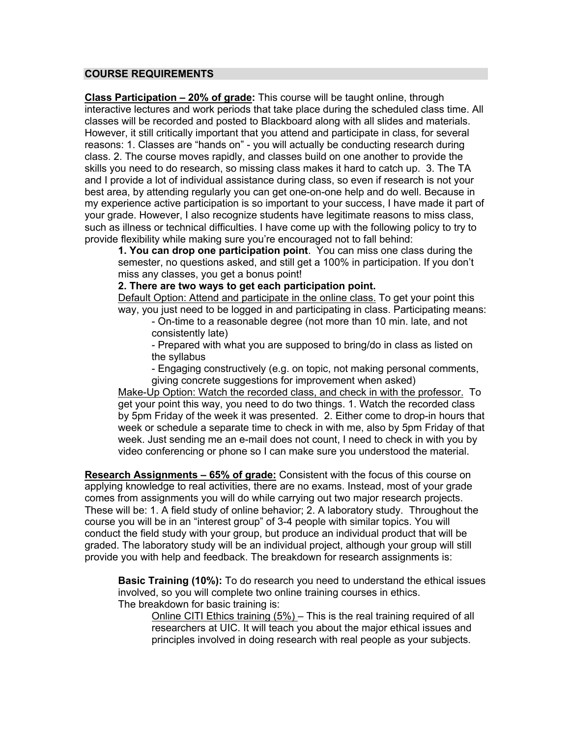## COURSE REQUIREMENTS

**<u>Class Participation – 20% of grade</u>:** This course will be taught online, through interactive lectures and work periods that take place during the scheduled class time. All classes will be recorded and posted to Blackboard along with all slides and materials. However, it still critically important that you attend and participate in class, for several reasons: 1. Classes are "hands on" - you will actually be conducting research during class. 2. The course moves rapidly, and classes build on one another to provide the skills you need to do research, so missing class makes it hard to catch up. 3. The TA and I provide a lot of individual assistance during class, so even if research is not your best area, by attending regularly you can get one-on-one help and do well. Because in my experience active participation is so important to your success, I have made it part of your grade. However, I also recognize students have legitimate reasons to miss class, such as illness or technical difficulties. I have come up with the following policy to try to provide flexibility while making sure you're encouraged not to fall behind:

> **1. You can drop one participation point**. You can miss one class during the semester, no questions asked, and still get a 100% in participation. If you don't miss any classes, you get a bonus point!
>
> **2. There are two ways to get each participation point.**
>
> <u>Default Option: Attend and participate in the online class.</u> To get your point this way, you just need to be logged in and participating in class. Participating means:
>
> - On-time to a reasonable degree (not more than 10 min. late, and not consistently late)
> - Prepared with what you are supposed to bring/do in class as listed on the syllabus
> - Engaging constructively (e.g. on topic, not making personal comments, giving concrete suggestions for improvement when asked)
>
> <u>Make-Up Option: Watch the recorded class, and check in with the professor.</u> To get your point this way, you need to do two things. 1. Watch the recorded class by 5pm Friday of the week it was presented. 2. Either come to drop-in hours that week or schedule a separate time to check in with me, also by 5pm Friday of that week. Just sending me an e-mail does not count, I need to check in with you by video conferencing or phone so I can make sure you understood the material.

**<u>Research Assignments – 65% of grade:</u>** Consistent with the focus of this course on applying knowledge to real activities, there are no exams. Instead, most of your grade comes from assignments you will do while carrying out two major research projects. These will be: 1. A field study of online behavior; 2. A laboratory study. Throughout the course you will be in an "interest group" of 3-4 people with similar topics. You will conduct the field study with your group, but produce an individual product that will be graded. The laboratory study will be an individual project, although your group will still provide you with help and feedback. The breakdown for research assignments is:

> **Basic Training (10%):** To do research you need to understand the ethical issues involved, so you will complete two online training courses in ethics.
> The breakdown for basic training is:
>
> <u>Online CITI Ethics training (5%)</u> – This is the real training required of all researchers at UIC. It will teach you about the major ethical issues and principles involved in doing research with real people as your subjects.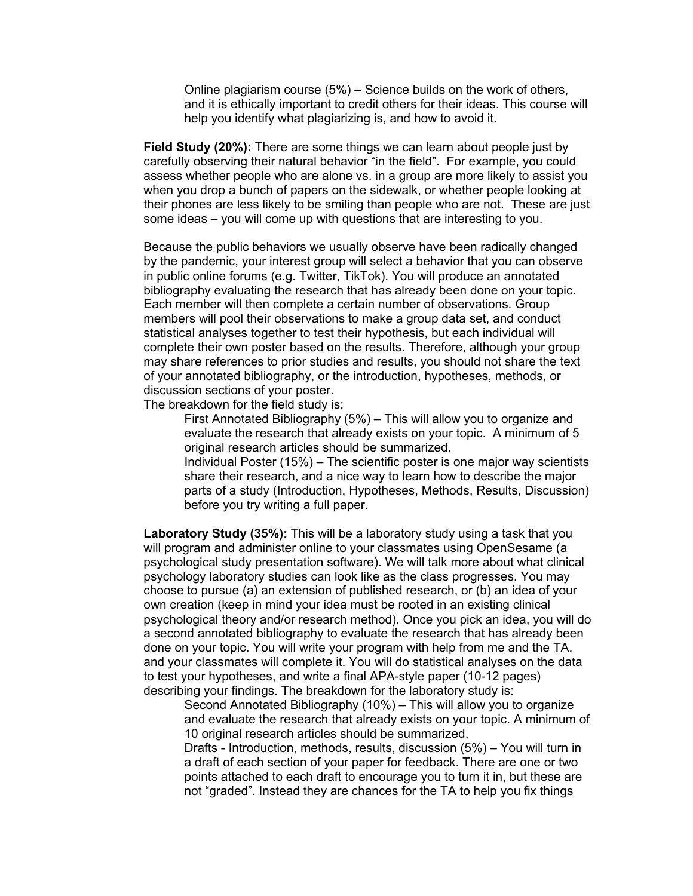Online plagiarism course (5%) – Science builds on the work of others, and it is ethically important to credit others for their ideas. This course will help you identify what plagiarizing is, and how to avoid it.

**Field Study (20%):** There are some things we can learn about people just by carefully observing their natural behavior "in the field". For example, you could assess whether people who are alone vs. in a group are more likely to assist you when you drop a bunch of papers on the sidewalk, or whether people looking at their phones are less likely to be smiling than people who are not. These are just some ideas – you will come up with questions that are interesting to you.

Because the public behaviors we usually observe have been radically changed by the pandemic, your interest group will select a behavior that you can observe in public online forums (e.g. Twitter, TikTok). You will produce an annotated bibliography evaluating the research that has already been done on your topic. Each member will then complete a certain number of observations. Group members will pool their observations to make a group data set, and conduct statistical analyses together to test their hypothesis, but each individual will complete their own poster based on the results. Therefore, although your group may share references to prior studies and results, you should not share the text of your annotated bibliography, or the introduction, hypotheses, methods, or discussion sections of your poster.

The breakdown for the field study is:

First Annotated Bibliography (5%) – This will allow you to organize and evaluate the research that already exists on your topic. A minimum of 5 original research articles should be summarized.

Individual Poster (15%) – The scientific poster is one major way scientists share their research, and a nice way to learn how to describe the major parts of a study (Introduction, Hypotheses, Methods, Results, Discussion) before you try writing a full paper.

**Laboratory Study (35%):** This will be a laboratory study using a task that you will program and administer online to your classmates using OpenSesame (a psychological study presentation software). We will talk more about what clinical psychology laboratory studies can look like as the class progresses. You may choose to pursue (a) an extension of published research, or (b) an idea of your own creation (keep in mind your idea must be rooted in an existing clinical psychological theory and/or research method). Once you pick an idea, you will do a second annotated bibliography to evaluate the research that has already been done on your topic. You will write your program with help from me and the TA, and your classmates will complete it. You will do statistical analyses on the data to test your hypotheses, and write a final APA-style paper (10-12 pages) describing your findings. The breakdown for the laboratory study is:

Second Annotated Bibliography (10%) – This will allow you to organize and evaluate the research that already exists on your topic. A minimum of 10 original research articles should be summarized.

Drafts - Introduction, methods, results, discussion (5%) – You will turn in a draft of each section of your paper for feedback. There are one or two points attached to each draft to encourage you to turn it in, but these are not "graded". Instead they are chances for the TA to help you fix things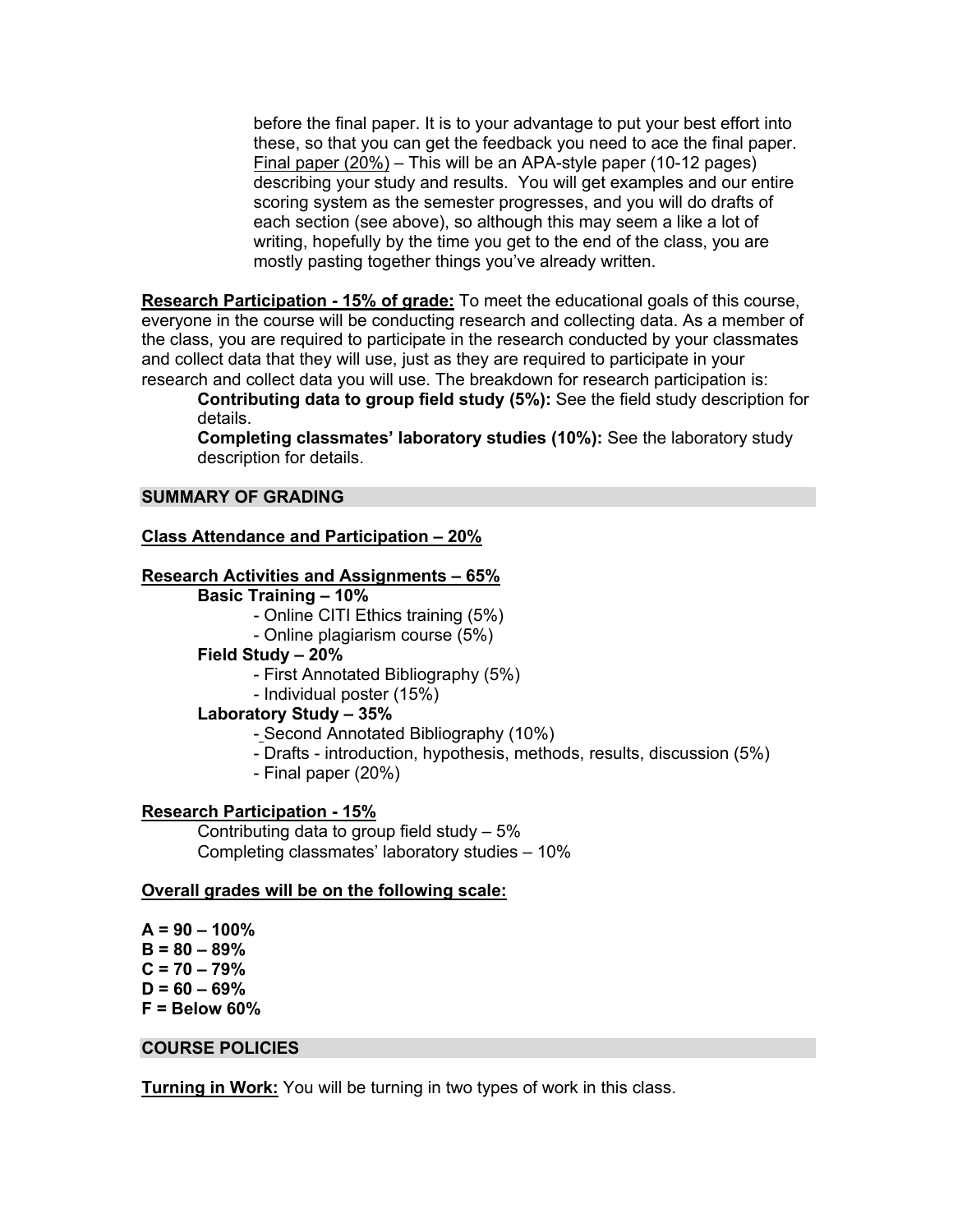before the final paper. It is to your advantage to put your best effort into these, so that you can get the feedback you need to ace the final paper.
Final paper (20%) – This will be an APA-style paper (10-12 pages) describing your study and results. You will get examples and our entire scoring system as the semester progresses, and you will do drafts of each section (see above), so although this may seem a like a lot of writing, hopefully by the time you get to the end of the class, you are mostly pasting together things you've already written.

**Research Participation - 15% of grade:** To meet the educational goals of this course, everyone in the course will be conducting research and collecting data. As a member of the class, you are required to participate in the research conducted by your classmates and collect data that they will use, just as they are required to participate in your research and collect data you will use. The breakdown for research participation is:

**Contributing data to group field study (5%):** See the field study description for details.
**Completing classmates' laboratory studies (10%):** See the laboratory study description for details.

## SUMMARY OF GRADING

**Class Attendance and Participation – 20%**

**Research Activities and Assignments – 65%**

**Basic Training – 10%**
- Online CITI Ethics training (5%)
- Online plagiarism course (5%)

**Field Study – 20%**
- First Annotated Bibliography (5%)
- Individual poster (15%)

**Laboratory Study – 35%**
- Second Annotated Bibliography (10%)
- Drafts - introduction, hypothesis, methods, results, discussion (5%)
- Final paper (20%)

**Research Participation - 15%**

Contributing data to group field study – 5%
Completing classmates' laboratory studies – 10%

**Overall grades will be on the following scale:**

**A = 90 – 100%**
**B = 80 – 89%**
**C = 70 – 79%**
**D = 60 – 69%**
**F = Below 60%**

## COURSE POLICIES

**Turning in Work:** You will be turning in two types of work in this class.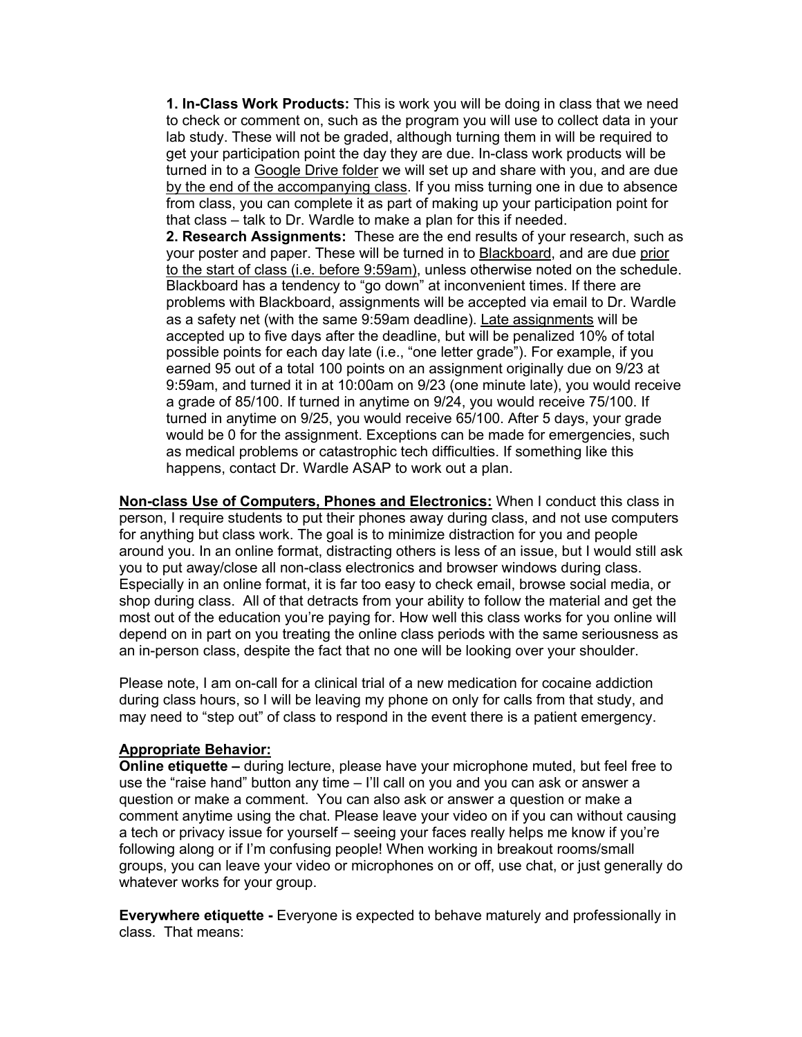1. **In-Class Work Products:** This is work you will be doing in class that we need to check or comment on, such as the program you will use to collect data in your lab study. These will not be graded, although turning them in will be required to get your participation point the day they are due. In-class work products will be turned in to a Google Drive folder we will set up and share with you, and are due by the end of the accompanying class. If you miss turning one in due to absence from class, you can complete it as part of making up your participation point for that class – talk to Dr. Wardle to make a plan for this if needed.
2. **Research Assignments:** These are the end results of your research, such as your poster and paper. These will be turned in to Blackboard, and are due prior to the start of class (i.e. before 9:59am), unless otherwise noted on the schedule. Blackboard has a tendency to "go down" at inconvenient times. If there are problems with Blackboard, assignments will be accepted via email to Dr. Wardle as a safety net (with the same 9:59am deadline). Late assignments will be accepted up to five days after the deadline, but will be penalized 10% of total possible points for each day late (i.e., "one letter grade"). For example, if you earned 95 out of a total 100 points on an assignment originally due on 9/23 at 9:59am, and turned it in at 10:00am on 9/23 (one minute late), you would receive a grade of 85/100. If turned in anytime on 9/24, you would receive 75/100. If turned in anytime on 9/25, you would receive 65/100. After 5 days, your grade would be 0 for the assignment. Exceptions can be made for emergencies, such as medical problems or catastrophic tech difficulties. If something like this happens, contact Dr. Wardle ASAP to work out a plan.

**Non-class Use of Computers, Phones and Electronics:** When I conduct this class in person, I require students to put their phones away during class, and not use computers for anything but class work. The goal is to minimize distraction for you and people around you. In an online format, distracting others is less of an issue, but I would still ask you to put away/close all non-class electronics and browser windows during class. Especially in an online format, it is far too easy to check email, browse social media, or shop during class. All of that detracts from your ability to follow the material and get the most out of the education you're paying for. How well this class works for you online will depend on in part on you treating the online class periods with the same seriousness as an in-person class, despite the fact that no one will be looking over your shoulder.

Please note, I am on-call for a clinical trial of a new medication for cocaine addiction during class hours, so I will be leaving my phone on only for calls from that study, and may need to "step out" of class to respond in the event there is a patient emergency.

**Appropriate Behavior:**

**Online etiquette –** during lecture, please have your microphone muted, but feel free to use the "raise hand" button any time – I'll call on you and you can ask or answer a question or make a comment. You can also ask or answer a question or make a comment anytime using the chat. Please leave your video on if you can without causing a tech or privacy issue for yourself – seeing your faces really helps me know if you're following along or if I'm confusing people! When working in breakout rooms/small groups, you can leave your video or microphones on or off, use chat, or just generally do whatever works for your group.

**Everywhere etiquette -** Everyone is expected to behave maturely and professionally in class. That means: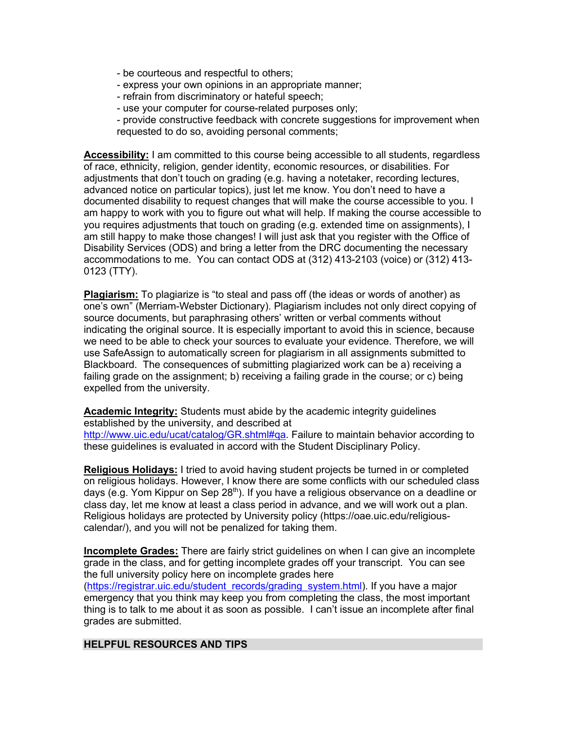- be courteous and respectful to others;
- express your own opinions in an appropriate manner;
- refrain from discriminatory or hateful speech;
- use your computer for course-related purposes only;
- provide constructive feedback with concrete suggestions for improvement when requested to do so, avoiding personal comments;

**Accessibility:** I am committed to this course being accessible to all students, regardless of race, ethnicity, religion, gender identity, economic resources, or disabilities. For adjustments that don't touch on grading (e.g. having a notetaker, recording lectures, advanced notice on particular topics), just let me know. You don't need to have a documented disability to request changes that will make the course accessible to you. I am happy to work with you to figure out what will help. If making the course accessible to you requires adjustments that touch on grading (e.g. extended time on assignments), I am still happy to make those changes! I will just ask that you register with the Office of Disability Services (ODS) and bring a letter from the DRC documenting the necessary accommodations to me. You can contact ODS at (312) 413-2103 (voice) or (312) 413-0123 (TTY).

**Plagiarism:** To plagiarize is "to steal and pass off (the ideas or words of another) as one's own" (Merriam-Webster Dictionary). Plagiarism includes not only direct copying of source documents, but paraphrasing others' written or verbal comments without indicating the original source. It is especially important to avoid this in science, because we need to be able to check your sources to evaluate your evidence. Therefore, we will use SafeAssign to automatically screen for plagiarism in all assignments submitted to Blackboard. The consequences of submitting plagiarized work can be a) receiving a failing grade on the assignment; b) receiving a failing grade in the course; or c) being expelled from the university.

**Academic Integrity:** Students must abide by the academic integrity guidelines established by the university, and described at http://www.uic.edu/ucat/catalog/GR.shtml#qa. Failure to maintain behavior according to these guidelines is evaluated in accord with the Student Disciplinary Policy.

**Religious Holidays:** I tried to avoid having student projects be turned in or completed on religious holidays. However, I know there are some conflicts with our scheduled class days (e.g. Yom Kippur on Sep 28th). If you have a religious observance on a deadline or class day, let me know at least a class period in advance, and we will work out a plan. Religious holidays are protected by University policy (https://oae.uic.edu/religious-calendar/), and you will not be penalized for taking them.

**Incomplete Grades:** There are fairly strict guidelines on when I can give an incomplete grade in the class, and for getting incomplete grades off your transcript. You can see the full university policy here on incomplete grades here (https://registrar.uic.edu/student_records/grading_system.html). If you have a major emergency that you think may keep you from completing the class, the most important thing is to talk to me about it as soon as possible. I can't issue an incomplete after final grades are submitted.

## HELPFUL RESOURCES AND TIPS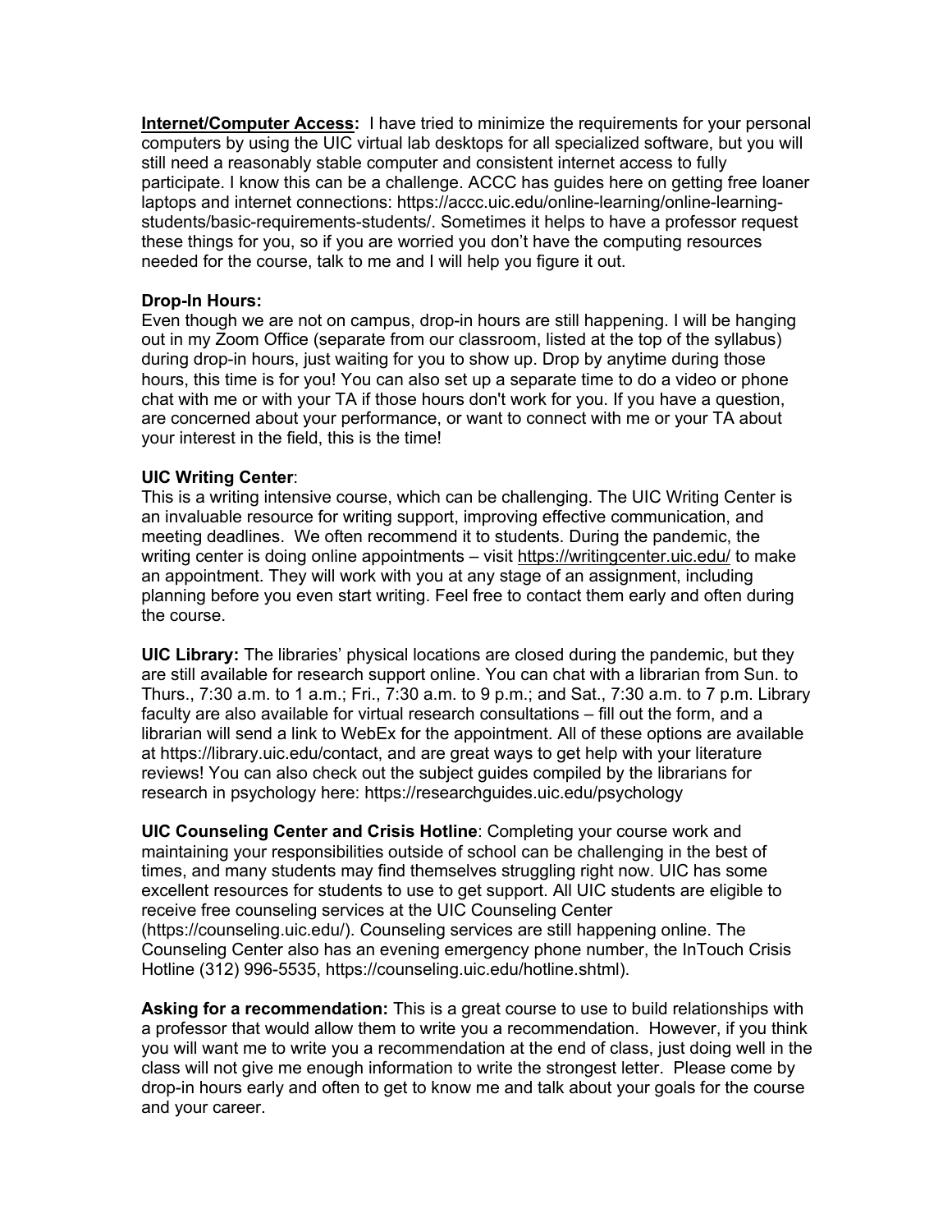**<u>Internet/Computer Access</u>:** I have tried to minimize the requirements for your personal computers by using the UIC virtual lab desktops for all specialized software, but you will still need a reasonably stable computer and consistent internet access to fully participate. I know this can be a challenge. ACCC has guides here on getting free loaner laptops and internet connections: https://accc.uic.edu/online-learning/online-learning-students/basic-requirements-students/. Sometimes it helps to have a professor request these things for you, so if you are worried you don't have the computing resources needed for the course, talk to me and I will help you figure it out.

**Drop-In Hours:**
Even though we are not on campus, drop-in hours are still happening. I will be hanging out in my Zoom Office (separate from our classroom, listed at the top of the syllabus) during drop-in hours, just waiting for you to show up. Drop by anytime during those hours, this time is for you! You can also set up a separate time to do a video or phone chat with me or with your TA if those hours don't work for you. If you have a question, are concerned about your performance, or want to connect with me or your TA about your interest in the field, this is the time!

**UIC Writing Center**:
This is a writing intensive course, which can be challenging. The UIC Writing Center is an invaluable resource for writing support, improving effective communication, and meeting deadlines. We often recommend it to students. During the pandemic, the writing center is doing online appointments – visit https://writingcenter.uic.edu/ to make an appointment. They will work with you at any stage of an assignment, including planning before you even start writing. Feel free to contact them early and often during the course.

**UIC Library:** The libraries' physical locations are closed during the pandemic, but they are still available for research support online. You can chat with a librarian from Sun. to Thurs., 7:30 a.m. to 1 a.m.; Fri., 7:30 a.m. to 9 p.m.; and Sat., 7:30 a.m. to 7 p.m. Library faculty are also available for virtual research consultations – fill out the form, and a librarian will send a link to WebEx for the appointment. All of these options are available at https://library.uic.edu/contact, and are great ways to get help with your literature reviews! You can also check out the subject guides compiled by the librarians for research in psychology here: https://researchguides.uic.edu/psychology

**UIC Counseling Center and Crisis Hotline**: Completing your course work and maintaining your responsibilities outside of school can be challenging in the best of times, and many students may find themselves struggling right now. UIC has some excellent resources for students to use to get support. All UIC students are eligible to receive free counseling services at the UIC Counseling Center (https://counseling.uic.edu/). Counseling services are still happening online. The Counseling Center also has an evening emergency phone number, the InTouch Crisis Hotline (312) 996-5535, https://counseling.uic.edu/hotline.shtml).

**Asking for a recommendation:** This is a great course to use to build relationships with a professor that would allow them to write you a recommendation. However, if you think you will want me to write you a recommendation at the end of class, just doing well in the class will not give me enough information to write the strongest letter. Please come by drop-in hours early and often to get to know me and talk about your goals for the course and your career.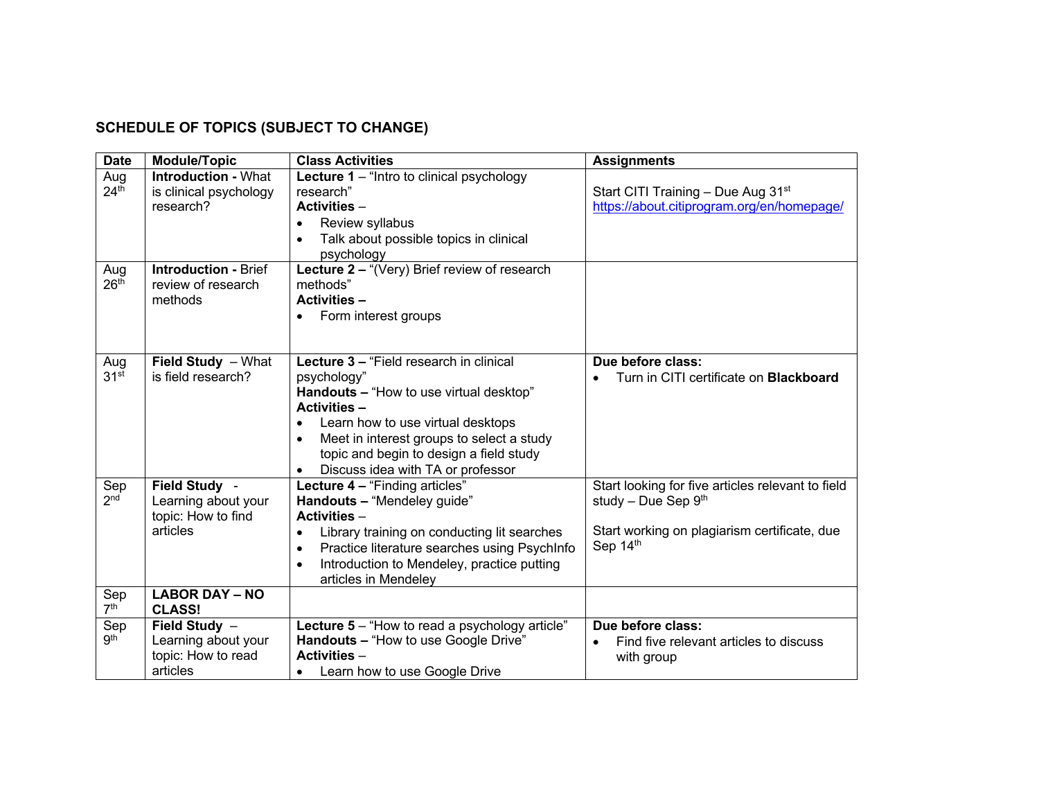## SCHEDULE OF TOPICS (SUBJECT TO CHANGE)

| Date | Module/Topic | Class Activities | Assignments |
|---|---|---|---|
| Aug 24th | **Introduction -** What is clinical psychology research? | **Lecture 1** – "Intro to clinical psychology research"<br>**Activities** –<br>• Review syllabus<br>• Talk about possible topics in clinical psychology | Start CITI Training – Due Aug 31st<br>https://about.citiprogram.org/en/homepage/ |
| Aug 26th | **Introduction -** Brief review of research methods | **Lecture 2 –** "(Very) Brief review of research methods"<br>**Activities –**<br>• Form interest groups | |
| Aug 31st | **Field Study** – What is field research? | **Lecture 3 –** "Field research in clinical psychology"<br>**Handouts –** "How to use virtual desktop"<br>**Activities –**<br>• Learn how to use virtual desktops<br>• Meet in interest groups to select a study topic and begin to design a field study<br>• Discuss idea with TA or professor | **Due before class:**<br>• Turn in CITI certificate on **Blackboard** |
| Sep 2nd | **Field Study** - Learning about your topic: How to find articles | **Lecture 4 –** "Finding articles"<br>**Handouts –** "Mendeley guide"<br>**Activities** –<br>• Library training on conducting lit searches<br>• Practice literature searches using PsychInfo<br>• Introduction to Mendeley, practice putting articles in Mendeley | Start looking for five articles relevant to field study – Due Sep 9th<br><br>Start working on plagiarism certificate, due Sep 14th |
| Sep 7th | **LABOR DAY – NO CLASS!** | | |
| Sep 9th | **Field Study** – Learning about your topic: How to read articles | **Lecture 5** – "How to read a psychology article"<br>**Handouts –** "How to use Google Drive"<br>**Activities** –<br>• Learn how to use Google Drive | **Due before class:**<br>• Find five relevant articles to discuss with group |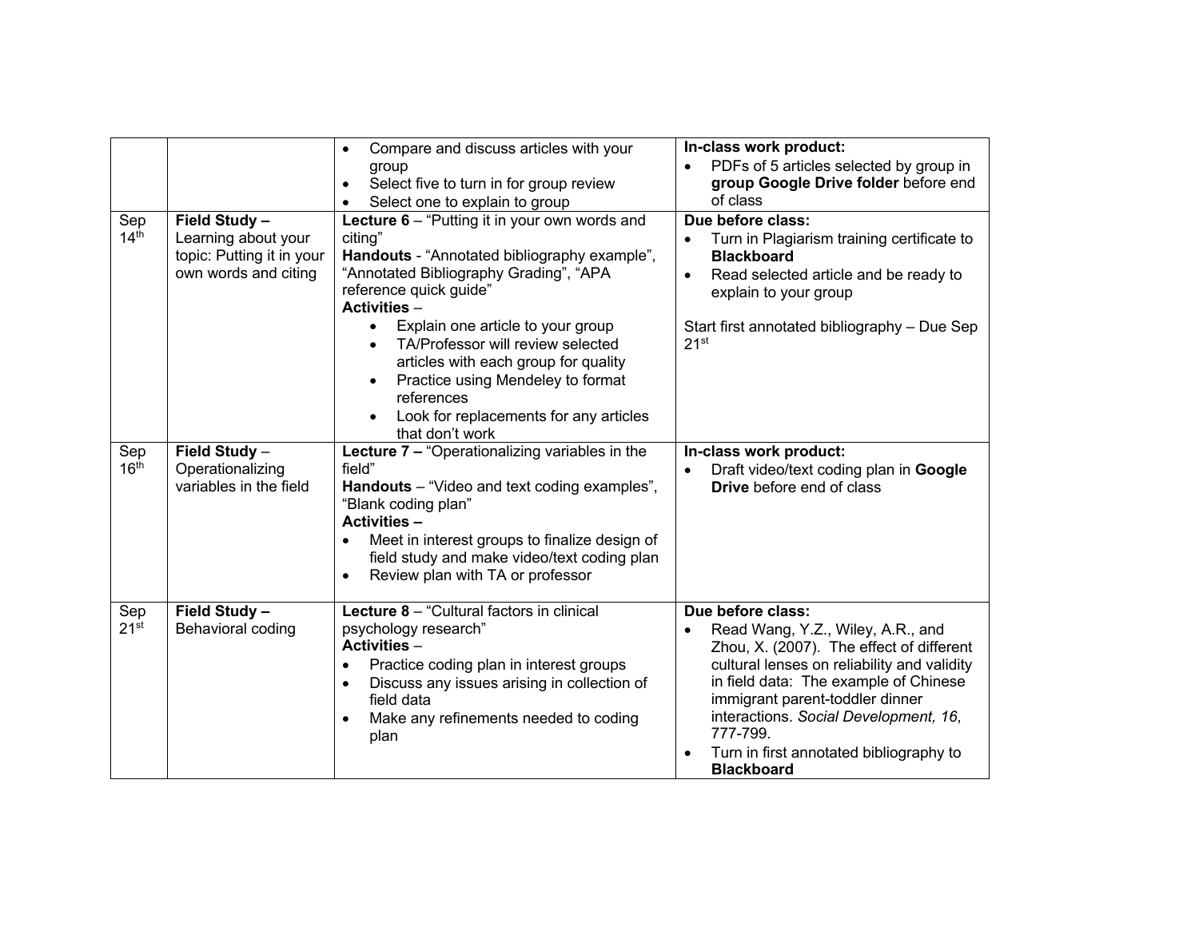| | | | |
|---|---|---|---|
| | | • Compare and discuss articles with your group<br>• Select five to turn in for group review<br>• Select one to explain to group | **In-class work product:**<br>• PDFs of 5 articles selected by group in **group Google Drive folder** before end of class |
| Sep 14th | **Field Study –** Learning about your topic: Putting it in your own words and citing | **Lecture 6** – "Putting it in your own words and citing"<br>**Handouts** - "Annotated bibliography example", "Annotated Bibliography Grading", "APA reference quick guide"<br>**Activities** –<br>• Explain one article to your group<br>• TA/Professor will review selected articles with each group for quality<br>• Practice using Mendeley to format references<br>• Look for replacements for any articles that don't work | **Due before class:**<br>• Turn in Plagiarism training certificate to **Blackboard**<br>• Read selected article and be ready to explain to your group<br><br>Start first annotated bibliography – Due Sep 21st |
| Sep 16th | **Field Study** – Operationalizing variables in the field | **Lecture 7 –** "Operationalizing variables in the field"<br>**Handouts** – "Video and text coding examples", "Blank coding plan"<br>**Activities –**<br>• Meet in interest groups to finalize design of field study and make video/text coding plan<br>• Review plan with TA or professor | **In-class work product:**<br>• Draft video/text coding plan in **Google Drive** before end of class |
| Sep 21st | **Field Study –** Behavioral coding | **Lecture 8** – "Cultural factors in clinical psychology research"<br>**Activities** –<br>• Practice coding plan in interest groups<br>• Discuss any issues arising in collection of field data<br>• Make any refinements needed to coding plan | **Due before class:**<br>• Read Wang, Y.Z., Wiley, A.R., and Zhou, X. (2007). The effect of different cultural lenses on reliability and validity in field data: The example of Chinese immigrant parent-toddler dinner interactions. *Social Development, 16*, 777-799.<br>• Turn in first annotated bibliography to **Blackboard** |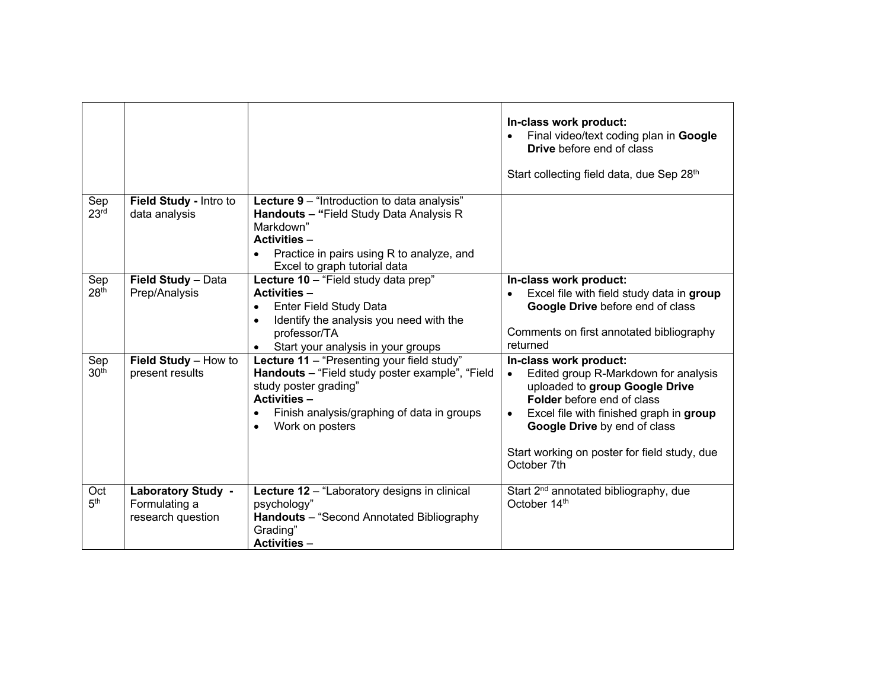| | | | |
|---|---|---|---|
| | | | **In-class work product:**<br>• Final video/text coding plan in **Google Drive** before end of class<br><br>Start collecting field data, due Sep 28th |
| Sep 23rd | **Field Study -** Intro to data analysis | **Lecture 9** – “Introduction to data analysis”<br>**Handouts – “**Field Study Data Analysis R Markdown”<br>**Activities** –<br>• Practice in pairs using R to analyze, and Excel to graph tutorial data | |
| Sep 28th | **Field Study –** Data Prep/Analysis | **Lecture 10 –** “Field study data prep”<br>**Activities –**<br>• Enter Field Study Data<br>• Identify the analysis you need with the professor/TA<br>• Start your analysis in your groups | **In-class work product:**<br>• Excel file with field study data in **group Google Drive** before end of class<br><br>Comments on first annotated bibliography returned |
| Sep 30th | **Field Study** – How to present results | **Lecture 11** – “Presenting your field study”<br>**Handouts –** “Field study poster example”, “Field study poster grading”<br>**Activities –**<br>• Finish analysis/graphing of data in groups<br>• Work on posters | **In-class work product:**<br>• Edited group R-Markdown for analysis uploaded to **group Google Drive Folder** before end of class<br>• Excel file with finished graph in **group Google Drive** by end of class<br><br>Start working on poster for field study, due October 7th |
| Oct 5th | **Laboratory Study -** Formulating a research question | **Lecture 12** – “Laboratory designs in clinical psychology”<br>**Handouts** – “Second Annotated Bibliography Grading”<br>**Activities** – | Start 2nd annotated bibliography, due October 14th |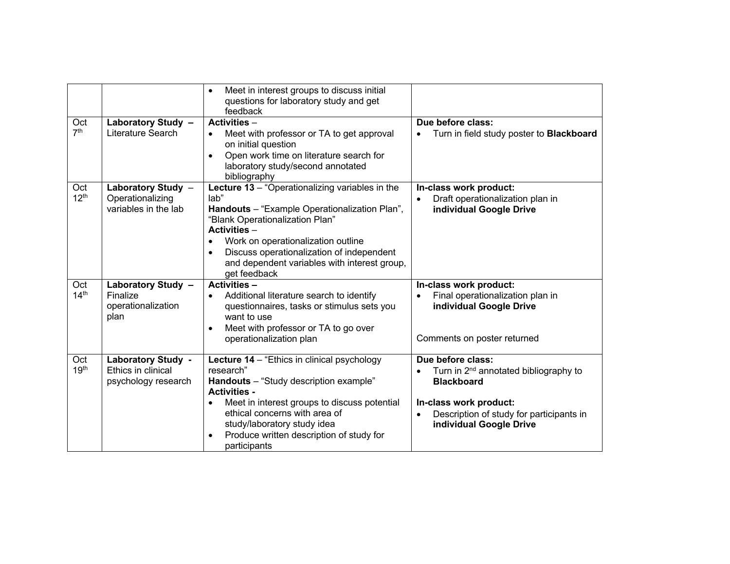| | | | |
|---|---|---|---|
| | | • Meet in interest groups to discuss initial questions for laboratory study and get feedback | |
| Oct 7th | **Laboratory Study** – Literature Search | **Activities** – <br>• Meet with professor or TA to get approval on initial question<br>• Open work time on literature search for laboratory study/second annotated bibliography | **Due before class:**<br>• Turn in field study poster to **Blackboard** |
| Oct 12th | **Laboratory Study** – Operationalizing variables in the lab | **Lecture 13** – "Operationalizing variables in the lab"<br>**Handouts** – "Example Operationalization Plan", "Blank Operationalization Plan"<br>**Activities** –<br>• Work on operationalization outline<br>• Discuss operationalization of independent and dependent variables with interest group, get feedback | **In-class work product:**<br>• Draft operationalization plan in **individual Google Drive** |
| Oct 14th | **Laboratory Study** – Finalize operationalization plan | **Activities** –<br>• Additional literature search to identify questionnaires, tasks or stimulus sets you want to use<br>• Meet with professor or TA to go over operationalization plan | **In-class work product:**<br>• Final operationalization plan in **individual Google Drive**<br><br>Comments on poster returned |
| Oct 19th | **Laboratory Study** - Ethics in clinical psychology research | **Lecture 14** – "Ethics in clinical psychology research"<br>**Handouts** – "Study description example"<br>**Activities** -<br>• Meet in interest groups to discuss potential ethical concerns with area of study/laboratory study idea<br>• Produce written description of study for participants | **Due before class:**<br>• Turn in 2nd annotated bibliography to **Blackboard**<br><br>**In-class work product:**<br>• Description of study for participants in **individual Google Drive** |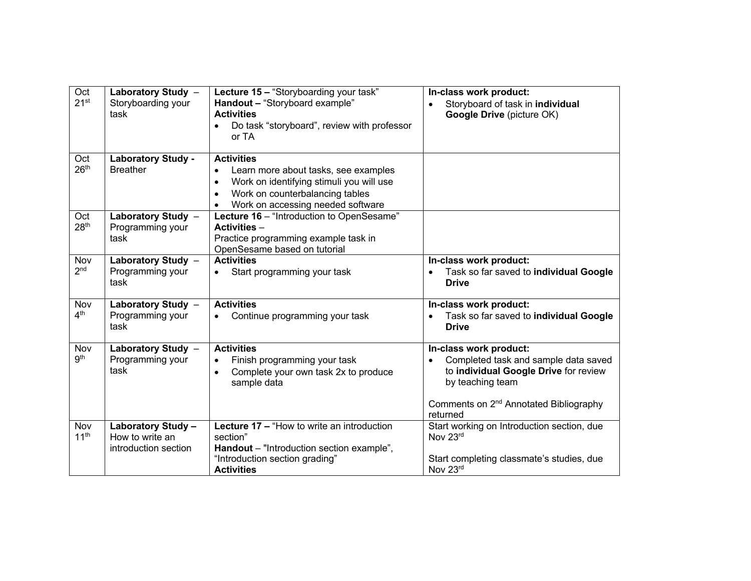| Oct 21st | **Laboratory Study** – Storyboarding your task | **Lecture 15 –** "Storyboarding your task"<br>**Handout –** "Storyboard example"<br>**Activities**<br>• Do task "storyboard", review with professor or TA | **In-class work product:**<br>• Storyboard of task in **individual Google Drive** (picture OK) |
|---|---|---|---|
| Oct 26th | **Laboratory Study -** Breather | **Activities**<br>• Learn more about tasks, see examples<br>• Work on identifying stimuli you will use<br>• Work on counterbalancing tables<br>• Work on accessing needed software | |
| Oct 28th | **Laboratory Study** – Programming your task | **Lecture 16** – "Introduction to OpenSesame"<br>**Activities** –<br>Practice programming example task in OpenSesame based on tutorial | |
| Nov 2nd | **Laboratory Study** – Programming your task | **Activities**<br>• Start programming your task | **In-class work product:**<br>• Task so far saved to **individual Google Drive** |
| Nov 4th | **Laboratory Study** – Programming your task | **Activities**<br>• Continue programming your task | **In-class work product:**<br>• Task so far saved to **individual Google Drive** |
| Nov 9th | **Laboratory Study** – Programming your task | **Activities**<br>• Finish programming your task<br>• Complete your own task 2x to produce sample data | **In-class work product:**<br>• Completed task and sample data saved to **individual Google Drive** for review by teaching team<br><br>Comments on 2nd Annotated Bibliography returned |
| Nov 11th | **Laboratory Study –** How to write an introduction section | **Lecture 17 –** "How to write an introduction section"<br>**Handout** – "Introduction section example", "Introduction section grading"<br>**Activities** | Start working on Introduction section, due Nov 23rd<br><br>Start completing classmate's studies, due Nov 23rd |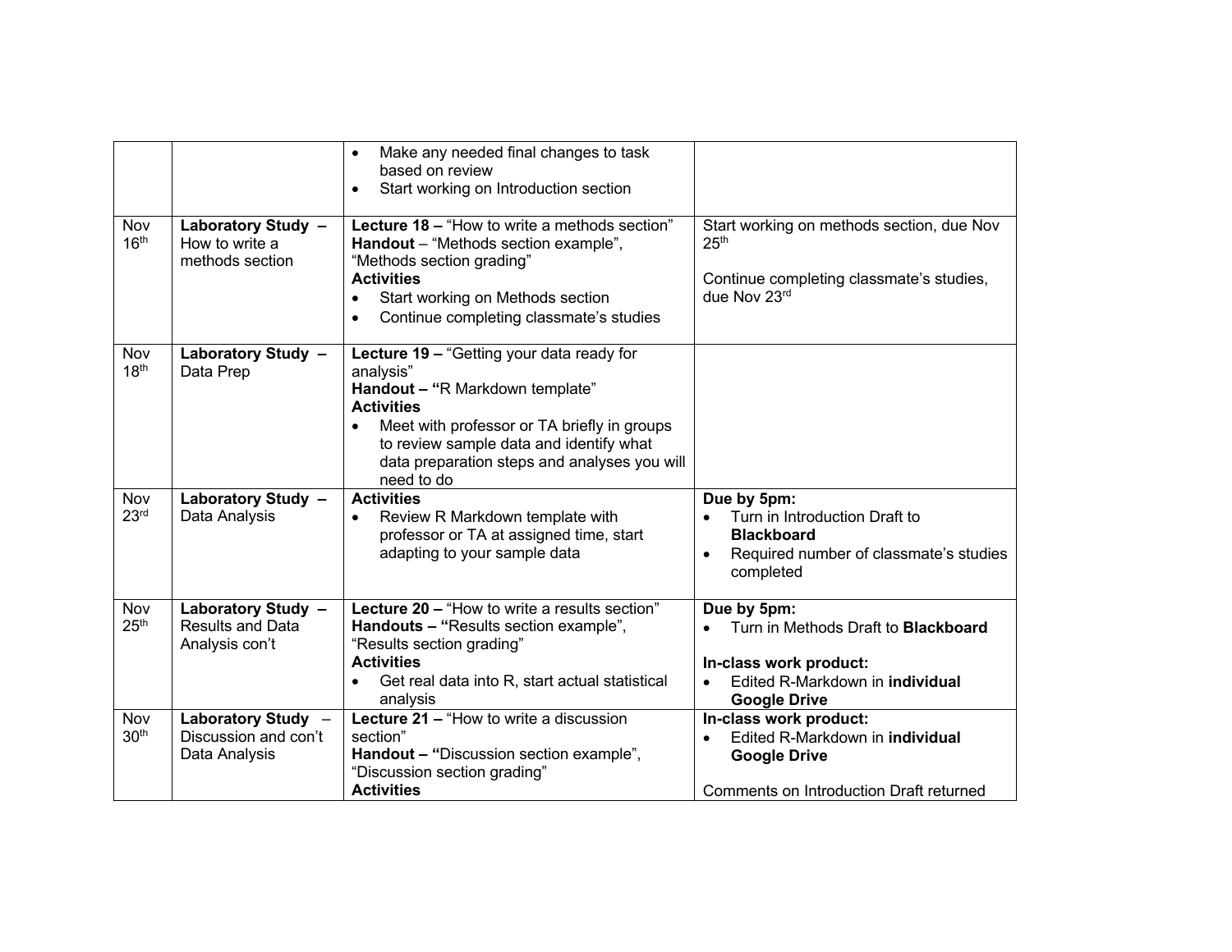| | | | |
|---|---|---|---|
| | | • Make any needed final changes to task based on review<br>• Start working on Introduction section | |
| Nov 16th | **Laboratory Study –** How to write a methods section | **Lecture 18 –** "How to write a methods section"<br>**Handout** – "Methods section example", "Methods section grading"<br>**Activities**<br>• Start working on Methods section<br>• Continue completing classmate's studies | Start working on methods section, due Nov 25th<br><br>Continue completing classmate's studies, due Nov 23rd |
| Nov 18th | **Laboratory Study –** Data Prep | **Lecture 19 –** "Getting your data ready for analysis"<br>**Handout – "**R Markdown template"<br>**Activities**<br>• Meet with professor or TA briefly in groups to review sample data and identify what data preparation steps and analyses you will need to do | |
| Nov 23rd | **Laboratory Study –** Data Analysis | **Activities**<br>• Review R Markdown template with professor or TA at assigned time, start adapting to your sample data | **Due by 5pm:**<br>• Turn in Introduction Draft to **Blackboard**<br>• Required number of classmate's studies completed |
| Nov 25th | **Laboratory Study –** Results and Data Analysis con't | **Lecture 20 –** "How to write a results section"<br>**Handouts – "**Results section example", "Results section grading"<br>**Activities**<br>• Get real data into R, start actual statistical analysis | **Due by 5pm:**<br>• Turn in Methods Draft to **Blackboard**<br><br>**In-class work product:**<br>• Edited R-Markdown in **individual Google Drive** |
| Nov 30th | **Laboratory Study** – Discussion and con't Data Analysis | **Lecture 21 –** "How to write a discussion section"<br>**Handout – "**Discussion section example", "Discussion section grading"<br>**Activities** | **In-class work product:**<br>• Edited R-Markdown in **individual Google Drive**<br><br>Comments on Introduction Draft returned |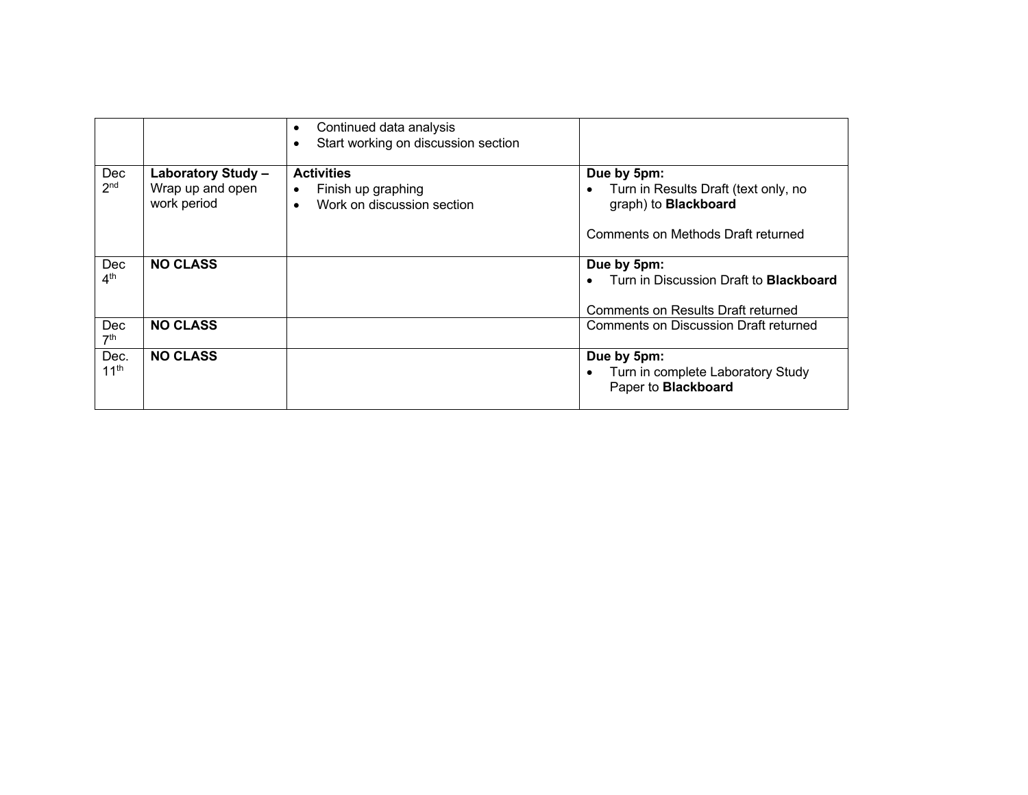| | | | |
|---|---|---|---|
| | | • Continued data analysis<br>• Start working on discussion section | |
| Dec 2nd | **Laboratory Study –** Wrap up and open work period | **Activities**<br>• Finish up graphing<br>• Work on discussion section | **Due by 5pm:**<br>• Turn in Results Draft (text only, no graph) to **Blackboard**<br><br>Comments on Methods Draft returned |
| Dec 4th | **NO CLASS** | | **Due by 5pm:**<br>• Turn in Discussion Draft to **Blackboard**<br><br>Comments on Results Draft returned |
| Dec 7th | **NO CLASS** | | Comments on Discussion Draft returned |
| Dec. 11th | **NO CLASS** | | **Due by 5pm:**<br>• Turn in complete Laboratory Study Paper to **Blackboard** |